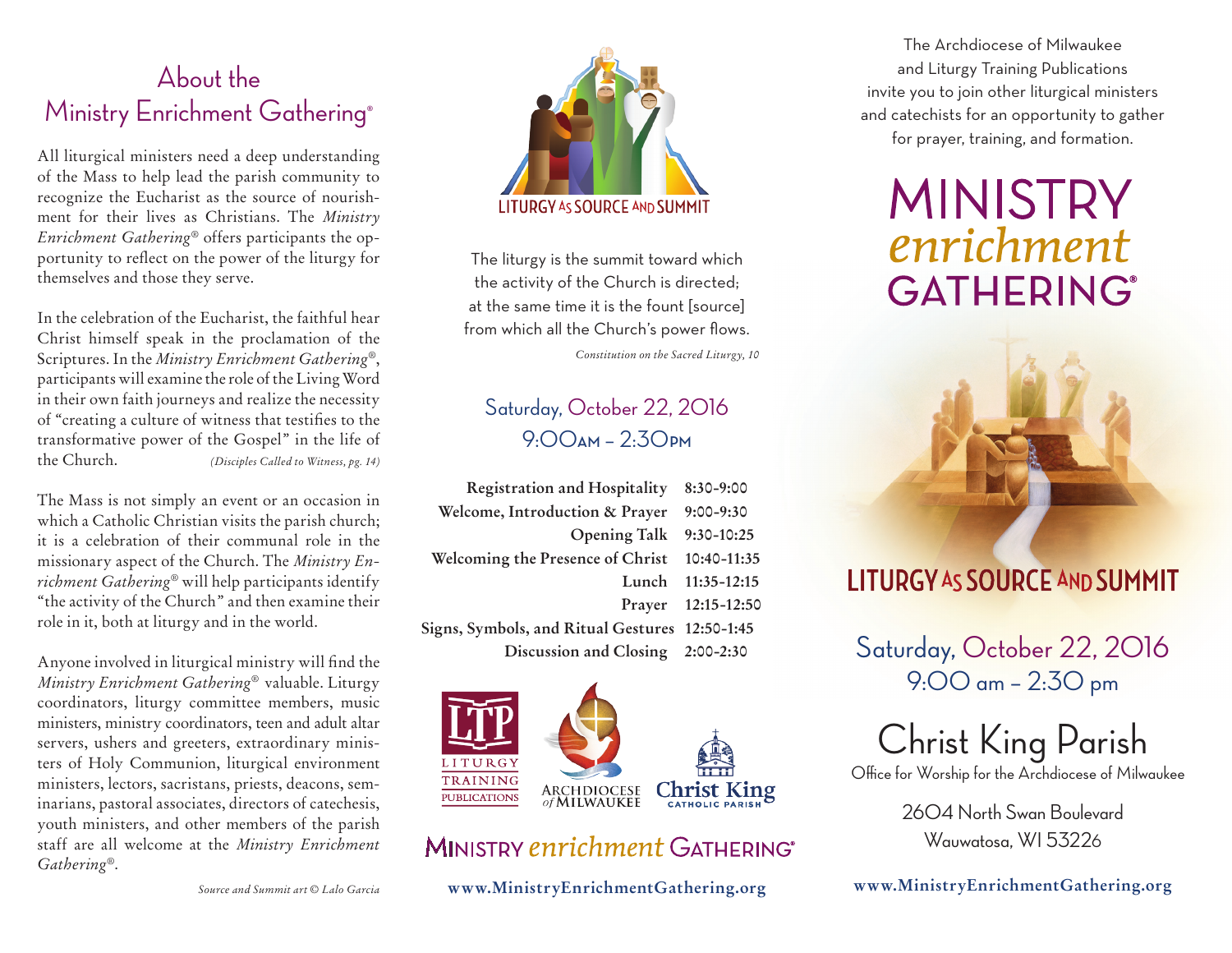## About the Ministry Enrichment Gathering®

All liturgical ministers need a deep understanding of the Mass to help lead the parish community to recognize the Eucharist as the source of nourishment for their lives as Christians. The *Ministry Enrichment Gathering®* offers participants the opportunity to reflect on the power of the liturgy for themselves and those they serve.

In the celebration of the Eucharist, the faithful hear Christ himself speak in the proclamation of the Scriptures. In the *Ministry Enrichment Gathering®*, participants will examine the role of the Living Word in their own faith journeys and realize the necessity of "creating a culture of witness that testifies to the transformative power of the Gospel" in the life of the Church. *(Disciples Called to Witness, pg. 14)*

The Mass is not simply an event or an occasion in which a Catholic Christian visits the parish church; it is a celebration of their communal role in the missionary aspect of the Church. The *Ministry Enrichment Gathering®* will help participants identify "the activity of the Church" and then examine their role in it, both at liturgy and in the world.

Anyone involved in liturgical ministry will find the *Ministry Enrichment Gathering®* valuable. Liturgy coordinators, liturgy committee members, music ministers, ministry coordinators, teen and adult altar servers, ushers and greeters, extraordinary ministers of Holy Communion, liturgical environment ministers, lectors, sacristans, priests, deacons, seminarians, pastoral associates, directors of catechesis, youth ministers, and other members of the parish staff are all welcome at the *Ministry Enrichment Gathering®*.

*Source and Summit art © Lalo Garcia*

LITURGY AS SOURCE AND SUMMIT

The liturgy is the summit toward which the activity of the Church is directed; at the same time it is the fount [source] from which all the Church's power flows.

*Constitution on the Sacred Liturgy, 10*

### Saturday, October 22, 2016
### 9:00AM – 2:30PM

| | |
|---|---|
| **Registration and Hospitality** | 8:30-9:00 |
| **Welcome, Introduction & Prayer** | 9:00-9:30 |
| **Opening Talk** | 9:30-10:25 |
| **Welcoming the Presence of Christ** | 10:40-11:35 |
| **Lunch** | 11:35-12:15 |
| **Prayer** | 12:15-12:50 |
| **Signs, Symbols, and Ritual Gestures** | 12:50-1:45 |
| **Discussion and Closing** | 2:00-2:30 |

LTP LITURGY TRAINING PUBLICATIONS — ARCHDIOCESE of MILWAUKEE — Christ King CATHOLIC PARISH

MINISTRY *enrichment* GATHERING®

**www.MinistryEnrichmentGathering.org**

The Archdiocese of Milwaukee and Liturgy Training Publications invite you to join other liturgical ministers and catechists for an opportunity to gather for prayer, training, and formation.

# MINISTRY *enrichment* GATHERING®

## LITURGY AS SOURCE AND SUMMIT

### Saturday, October 22, 2016
### 9:00 am – 2:30 pm

## Christ King Parish

Office for Worship for the Archdiocese of Milwaukee

2604 North Swan Boulevard
Wauwatosa, WI 53226

**www.MinistryEnrichmentGathering.org**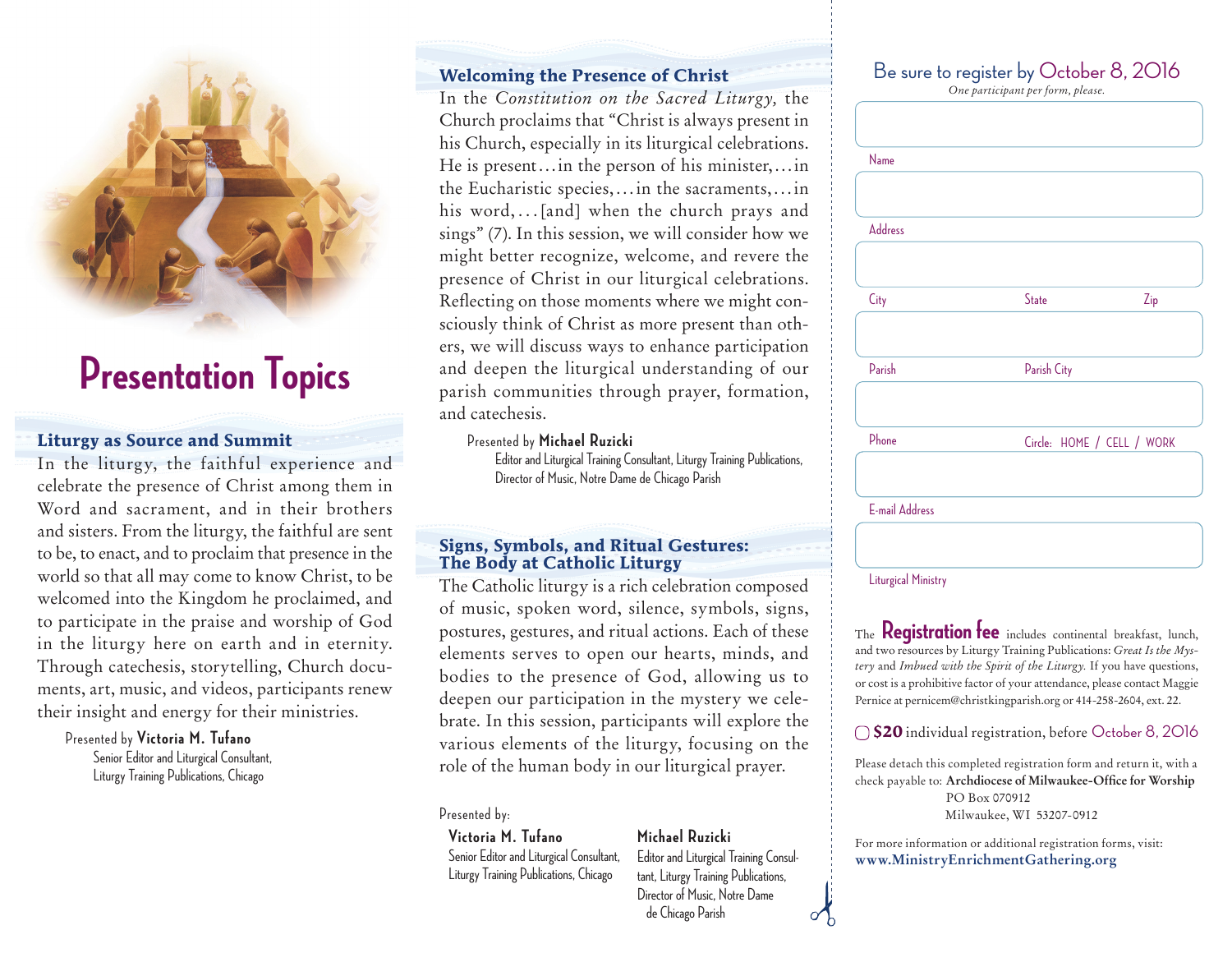# Presentation Topics

### Liturgy as Source and Summit

In the liturgy, the faithful experience and celebrate the presence of Christ among them in Word and sacrament, and in their brothers and sisters. From the liturgy, the faithful are sent to be, to enact, and to proclaim that presence in the world so that all may come to know Christ, to be welcomed into the Kingdom he proclaimed, and to participate in the praise and worship of God in the liturgy here on earth and in eternity. Through catechesis, storytelling, Church documents, art, music, and videos, participants renew their insight and energy for their ministries.

Presented by **Victoria M. Tufano**
Senior Editor and Liturgical Consultant, Liturgy Training Publications, Chicago

### Welcoming the Presence of Christ

In the *Constitution on the Sacred Liturgy,* the Church proclaims that "Christ is always present in his Church, especially in its liturgical celebrations. He is present…in the person of his minister,…in the Eucharistic species,…in the sacraments,…in his word,…[and] when the church prays and sings" (7). In this session, we will consider how we might better recognize, welcome, and revere the presence of Christ in our liturgical celebrations. Reflecting on those moments where we might consciously think of Christ as more present than others, we will discuss ways to enhance participation and deepen the liturgical understanding of our parish communities through prayer, formation, and catechesis.

Presented by **Michael Ruzicki**
Editor and Liturgical Training Consultant, Liturgy Training Publications, Director of Music, Notre Dame de Chicago Parish

### Signs, Symbols, and Ritual Gestures: The Body at Catholic Liturgy

The Catholic liturgy is a rich celebration composed of music, spoken word, silence, symbols, signs, postures, gestures, and ritual actions. Each of these elements serves to open our hearts, minds, and bodies to the presence of God, allowing us to deepen our participation in the mystery we celebrate. In this session, participants will explore the various elements of the liturgy, focusing on the role of the human body in our liturgical prayer.

Presented by:

**Victoria M. Tufano**
Senior Editor and Liturgical Consultant, Liturgy Training Publications, Chicago

**Michael Ruzicki**
Editor and Liturgical Training Consultant, Liturgy Training Publications, Director of Music, Notre Dame de Chicago Parish

---

## Be sure to register by October 8, 2016

*One participant per form, please.*

Name

Address

City &nbsp;&nbsp;&nbsp; State &nbsp;&nbsp;&nbsp; Zip

Parish &nbsp;&nbsp;&nbsp; Parish City

Phone &nbsp;&nbsp;&nbsp; Circle: HOME / CELL / WORK

E-mail Address

Liturgical Ministry

The **Registration fee** includes continental breakfast, lunch, and two resources by Liturgy Training Publications: *Great Is the Mystery* and *Imbued with the Spirit of the Liturgy.* If you have questions, or cost is a prohibitive factor of your attendance, please contact Maggie Pernice at pernicem@christkingparish.org or 414-258-2604, ext. 22.

◯ **$20** individual registration, before October 8, 2016

Please detach this completed registration form and return it, with a check payable to: **Archdiocese of Milwaukee-Office for Worship**
PO Box 070912
Milwaukee, WI 53207-0912

For more information or additional registration forms, visit:
**www.MinistryEnrichmentGathering.org**